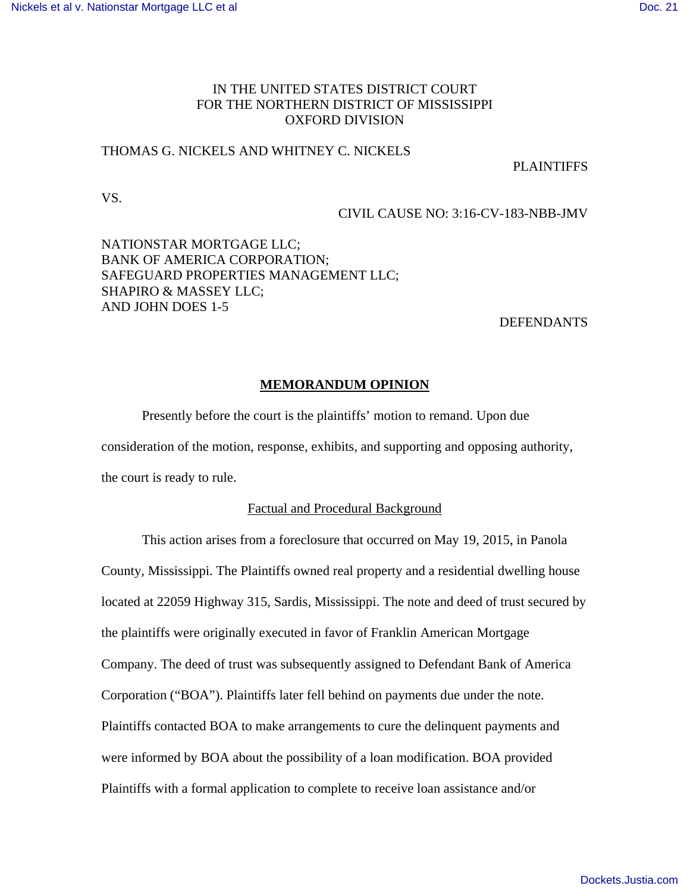IN THE UNITED STATES DISTRICT COURT
FOR THE NORTHERN DISTRICT OF MISSISSIPPI
OXFORD DIVISION

THOMAS G. NICKELS AND WHITNEY C. NICKELS

PLAINTIFFS

VS.

CIVIL CAUSE NO: 3:16-CV-183-NBB-JMV

NATIONSTAR MORTGAGE LLC;
BANK OF AMERICA CORPORATION;
SAFEGUARD PROPERTIES MANAGEMENT LLC;
SHAPIRO & MASSEY LLC;
AND JOHN DOES 1-5

DEFENDANTS

## MEMORANDUM OPINION

Presently before the court is the plaintiffs' motion to remand. Upon due consideration of the motion, response, exhibits, and supporting and opposing authority, the court is ready to rule.

### Factual and Procedural Background

This action arises from a foreclosure that occurred on May 19, 2015, in Panola County, Mississippi. The Plaintiffs owned real property and a residential dwelling house located at 22059 Highway 315, Sardis, Mississippi. The note and deed of trust secured by the plaintiffs were originally executed in favor of Franklin American Mortgage Company. The deed of trust was subsequently assigned to Defendant Bank of America Corporation ("BOA"). Plaintiffs later fell behind on payments due under the note. Plaintiffs contacted BOA to make arrangements to cure the delinquent payments and were informed by BOA about the possibility of a loan modification. BOA provided Plaintiffs with a formal application to complete to receive loan assistance and/or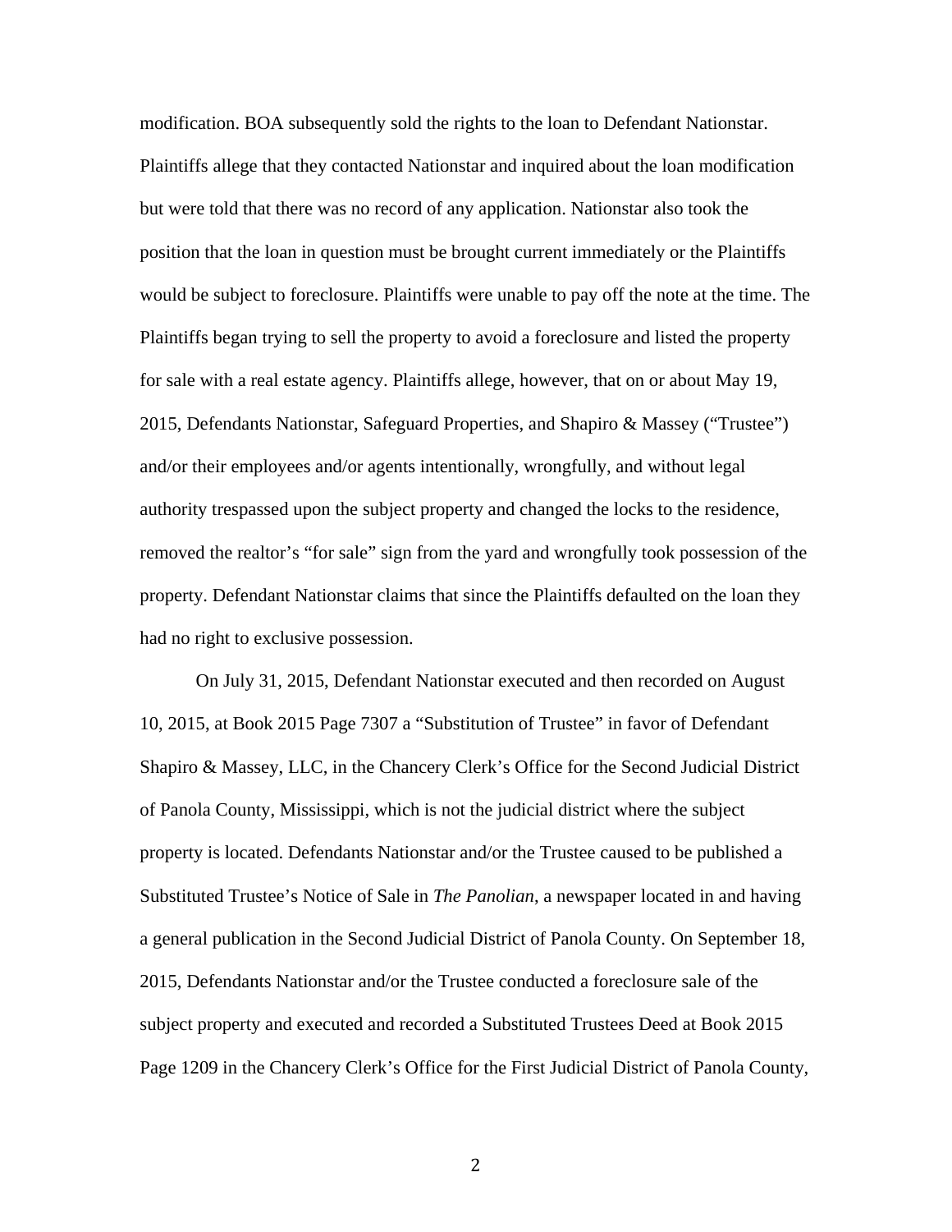modification. BOA subsequently sold the rights to the loan to Defendant Nationstar. Plaintiffs allege that they contacted Nationstar and inquired about the loan modification but were told that there was no record of any application. Nationstar also took the position that the loan in question must be brought current immediately or the Plaintiffs would be subject to foreclosure. Plaintiffs were unable to pay off the note at the time. The Plaintiffs began trying to sell the property to avoid a foreclosure and listed the property for sale with a real estate agency. Plaintiffs allege, however, that on or about May 19, 2015, Defendants Nationstar, Safeguard Properties, and Shapiro & Massey ("Trustee") and/or their employees and/or agents intentionally, wrongfully, and without legal authority trespassed upon the subject property and changed the locks to the residence, removed the realtor's "for sale" sign from the yard and wrongfully took possession of the property. Defendant Nationstar claims that since the Plaintiffs defaulted on the loan they had no right to exclusive possession.

On July 31, 2015, Defendant Nationstar executed and then recorded on August 10, 2015, at Book 2015 Page 7307 a "Substitution of Trustee" in favor of Defendant Shapiro & Massey, LLC, in the Chancery Clerk's Office for the Second Judicial District of Panola County, Mississippi, which is not the judicial district where the subject property is located. Defendants Nationstar and/or the Trustee caused to be published a Substituted Trustee's Notice of Sale in *The Panolian*, a newspaper located in and having a general publication in the Second Judicial District of Panola County. On September 18, 2015, Defendants Nationstar and/or the Trustee conducted a foreclosure sale of the subject property and executed and recorded a Substituted Trustees Deed at Book 2015 Page 1209 in the Chancery Clerk's Office for the First Judicial District of Panola County,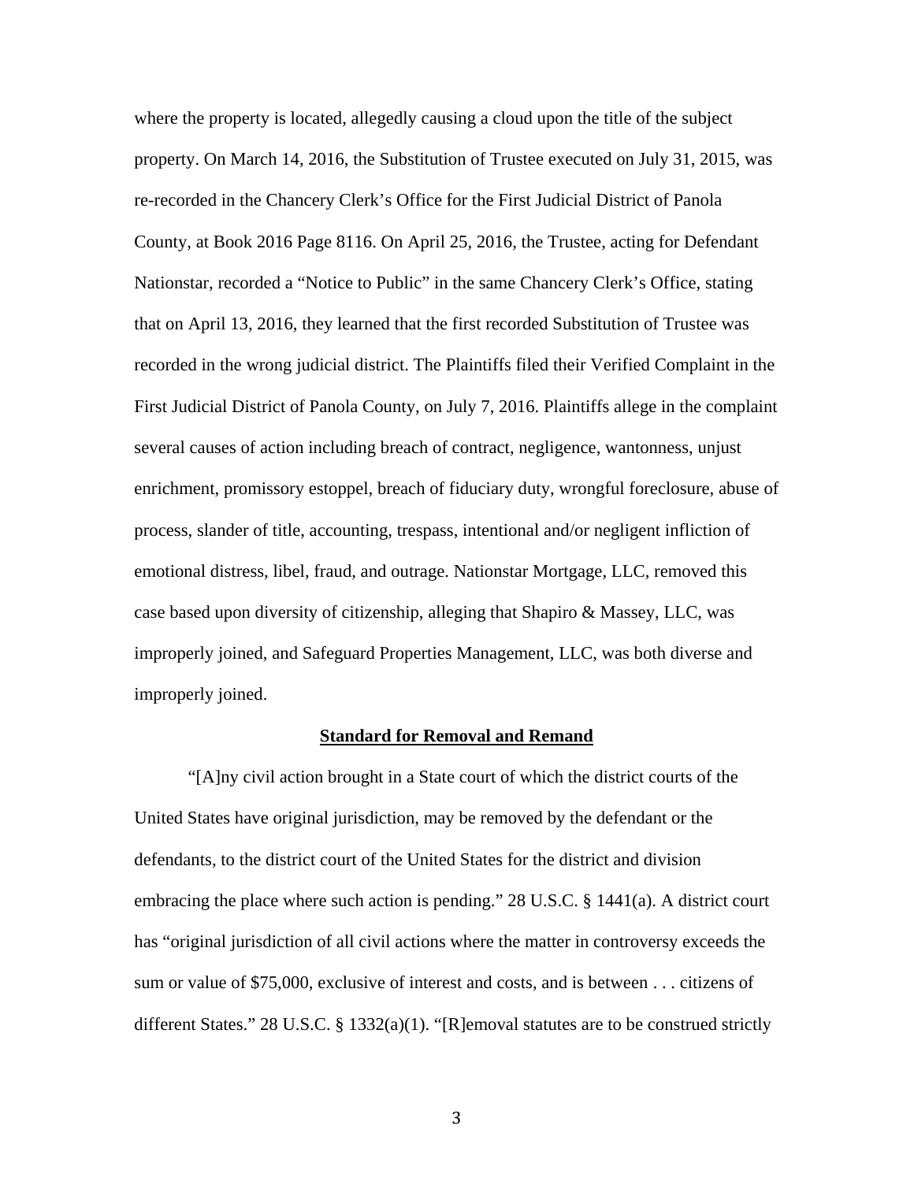where the property is located, allegedly causing a cloud upon the title of the subject property. On March 14, 2016, the Substitution of Trustee executed on July 31, 2015, was re-recorded in the Chancery Clerk's Office for the First Judicial District of Panola County, at Book 2016 Page 8116. On April 25, 2016, the Trustee, acting for Defendant Nationstar, recorded a "Notice to Public" in the same Chancery Clerk's Office, stating that on April 13, 2016, they learned that the first recorded Substitution of Trustee was recorded in the wrong judicial district. The Plaintiffs filed their Verified Complaint in the First Judicial District of Panola County, on July 7, 2016. Plaintiffs allege in the complaint several causes of action including breach of contract, negligence, wantonness, unjust enrichment, promissory estoppel, breach of fiduciary duty, wrongful foreclosure, abuse of process, slander of title, accounting, trespass, intentional and/or negligent infliction of emotional distress, libel, fraud, and outrage. Nationstar Mortgage, LLC, removed this case based upon diversity of citizenship, alleging that Shapiro & Massey, LLC, was improperly joined, and Safeguard Properties Management, LLC, was both diverse and improperly joined.

## Standard for Removal and Remand

"[A]ny civil action brought in a State court of which the district courts of the United States have original jurisdiction, may be removed by the defendant or the defendants, to the district court of the United States for the district and division embracing the place where such action is pending." 28 U.S.C. § 1441(a). A district court has "original jurisdiction of all civil actions where the matter in controversy exceeds the sum or value of $75,000, exclusive of interest and costs, and is between . . . citizens of different States." 28 U.S.C. § 1332(a)(1). "[R]emoval statutes are to be construed strictly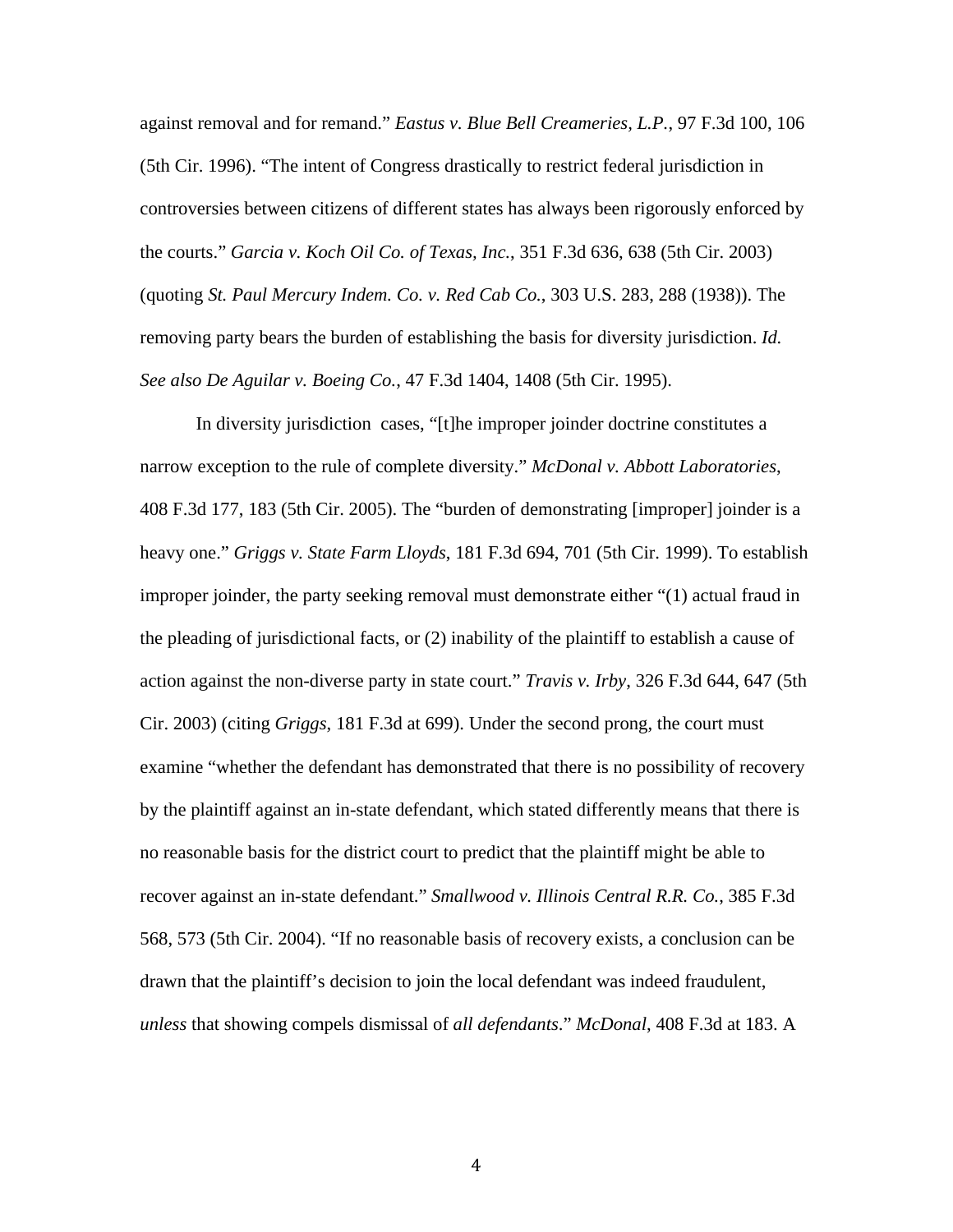against removal and for remand." *Eastus v. Blue Bell Creameries, L.P.*, 97 F.3d 100, 106 (5th Cir. 1996). "The intent of Congress drastically to restrict federal jurisdiction in controversies between citizens of different states has always been rigorously enforced by the courts." *Garcia v. Koch Oil Co. of Texas, Inc.*, 351 F.3d 636, 638 (5th Cir. 2003) (quoting *St. Paul Mercury Indem. Co. v. Red Cab Co.*, 303 U.S. 283, 288 (1938)). The removing party bears the burden of establishing the basis for diversity jurisdiction. *Id. See also De Aguilar v. Boeing Co.*, 47 F.3d 1404, 1408 (5th Cir. 1995).

In diversity jurisdiction cases, "[t]he improper joinder doctrine constitutes a narrow exception to the rule of complete diversity." *McDonal v. Abbott Laboratories*, 408 F.3d 177, 183 (5th Cir. 2005). The "burden of demonstrating [improper] joinder is a heavy one." *Griggs v. State Farm Lloyds*, 181 F.3d 694, 701 (5th Cir. 1999). To establish improper joinder, the party seeking removal must demonstrate either "(1) actual fraud in the pleading of jurisdictional facts, or (2) inability of the plaintiff to establish a cause of action against the non-diverse party in state court." *Travis v. Irby*, 326 F.3d 644, 647 (5th Cir. 2003) (citing *Griggs*, 181 F.3d at 699). Under the second prong, the court must examine "whether the defendant has demonstrated that there is no possibility of recovery by the plaintiff against an in-state defendant, which stated differently means that there is no reasonable basis for the district court to predict that the plaintiff might be able to recover against an in-state defendant." *Smallwood v. Illinois Central R.R. Co.*, 385 F.3d 568, 573 (5th Cir. 2004). "If no reasonable basis of recovery exists, a conclusion can be drawn that the plaintiff's decision to join the local defendant was indeed fraudulent, *unless* that showing compels dismissal of *all defendants*." *McDonal*, 408 F.3d at 183. A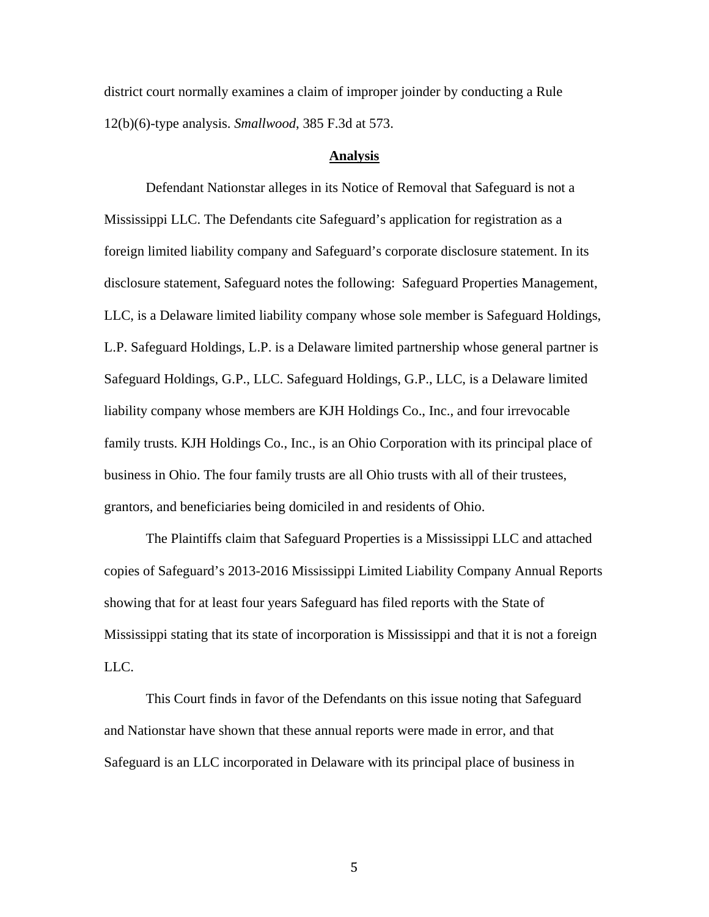district court normally examines a claim of improper joinder by conducting a Rule 12(b)(6)-type analysis. *Smallwood*, 385 F.3d at 573.

## **Analysis**

Defendant Nationstar alleges in its Notice of Removal that Safeguard is not a Mississippi LLC. The Defendants cite Safeguard's application for registration as a foreign limited liability company and Safeguard's corporate disclosure statement. In its disclosure statement, Safeguard notes the following: Safeguard Properties Management, LLC, is a Delaware limited liability company whose sole member is Safeguard Holdings, L.P. Safeguard Holdings, L.P. is a Delaware limited partnership whose general partner is Safeguard Holdings, G.P., LLC. Safeguard Holdings, G.P., LLC, is a Delaware limited liability company whose members are KJH Holdings Co., Inc., and four irrevocable family trusts. KJH Holdings Co., Inc., is an Ohio Corporation with its principal place of business in Ohio. The four family trusts are all Ohio trusts with all of their trustees, grantors, and beneficiaries being domiciled in and residents of Ohio.

The Plaintiffs claim that Safeguard Properties is a Mississippi LLC and attached copies of Safeguard's 2013-2016 Mississippi Limited Liability Company Annual Reports showing that for at least four years Safeguard has filed reports with the State of Mississippi stating that its state of incorporation is Mississippi and that it is not a foreign LLC.

This Court finds in favor of the Defendants on this issue noting that Safeguard and Nationstar have shown that these annual reports were made in error, and that Safeguard is an LLC incorporated in Delaware with its principal place of business in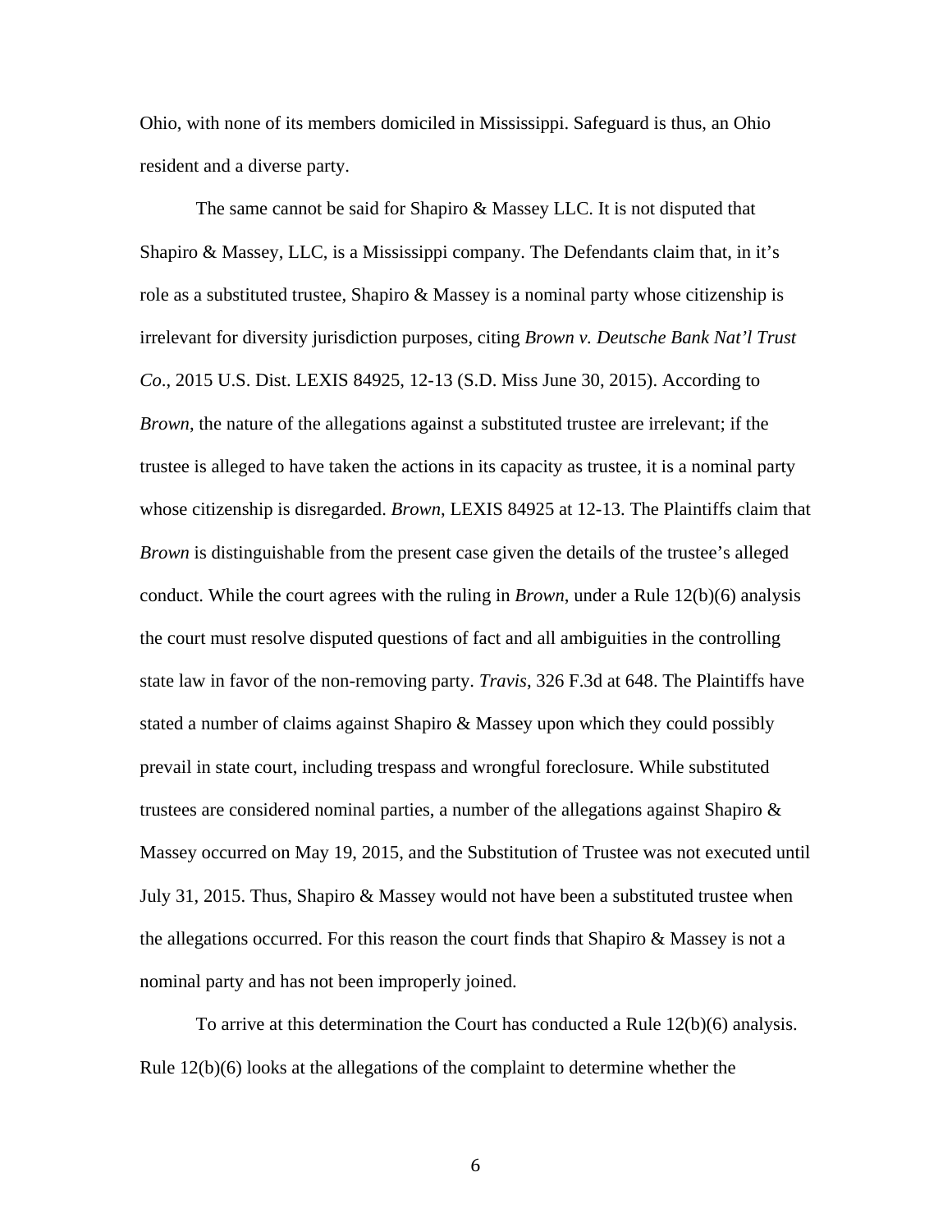Ohio, with none of its members domiciled in Mississippi. Safeguard is thus, an Ohio resident and a diverse party.

The same cannot be said for Shapiro & Massey LLC. It is not disputed that Shapiro & Massey, LLC, is a Mississippi company. The Defendants claim that, in it's role as a substituted trustee, Shapiro & Massey is a nominal party whose citizenship is irrelevant for diversity jurisdiction purposes, citing *Brown v. Deutsche Bank Nat'l Trust Co*., 2015 U.S. Dist. LEXIS 84925, 12-13 (S.D. Miss June 30, 2015). According to *Brown*, the nature of the allegations against a substituted trustee are irrelevant; if the trustee is alleged to have taken the actions in its capacity as trustee, it is a nominal party whose citizenship is disregarded. *Brown*, LEXIS 84925 at 12-13. The Plaintiffs claim that *Brown* is distinguishable from the present case given the details of the trustee's alleged conduct. While the court agrees with the ruling in *Brown*, under a Rule 12(b)(6) analysis the court must resolve disputed questions of fact and all ambiguities in the controlling state law in favor of the non-removing party. *Travis*, 326 F.3d at 648. The Plaintiffs have stated a number of claims against Shapiro & Massey upon which they could possibly prevail in state court, including trespass and wrongful foreclosure. While substituted trustees are considered nominal parties, a number of the allegations against Shapiro & Massey occurred on May 19, 2015, and the Substitution of Trustee was not executed until July 31, 2015. Thus, Shapiro & Massey would not have been a substituted trustee when the allegations occurred. For this reason the court finds that Shapiro & Massey is not a nominal party and has not been improperly joined.

To arrive at this determination the Court has conducted a Rule 12(b)(6) analysis. Rule 12(b)(6) looks at the allegations of the complaint to determine whether the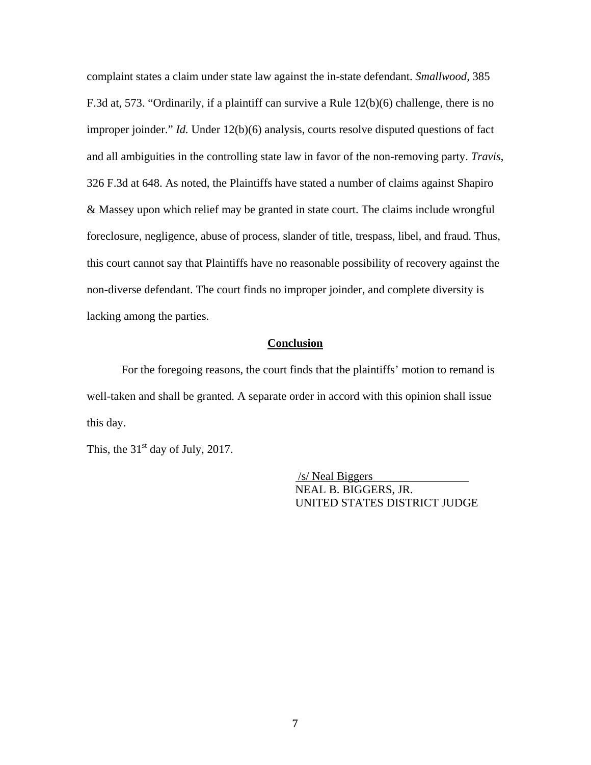complaint states a claim under state law against the in-state defendant. *Smallwood,* 385 F.3d at, 573. "Ordinarily, if a plaintiff can survive a Rule 12(b)(6) challenge, there is no improper joinder." *Id.* Under 12(b)(6) analysis, courts resolve disputed questions of fact and all ambiguities in the controlling state law in favor of the non-removing party. *Travis*, 326 F.3d at 648. As noted, the Plaintiffs have stated a number of claims against Shapiro & Massey upon which relief may be granted in state court. The claims include wrongful foreclosure, negligence, abuse of process, slander of title, trespass, libel, and fraud. Thus, this court cannot say that Plaintiffs have no reasonable possibility of recovery against the non-diverse defendant. The court finds no improper joinder, and complete diversity is lacking among the parties.

## Conclusion

For the foregoing reasons, the court finds that the plaintiffs' motion to remand is well-taken and shall be granted. A separate order in accord with this opinion shall issue this day.

This, the 31st day of July, 2017.

/s/ Neal Biggers
NEAL B. BIGGERS, JR.
UNITED STATES DISTRICT JUDGE